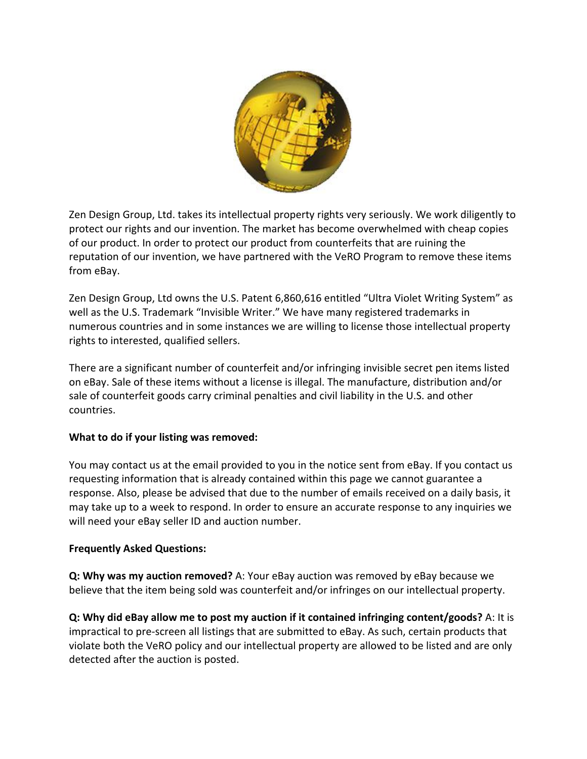Zen Design Group, Ltd. takes its intellectual property rights very seriously. We work diligently to protect our rights and our invention. The market has become overwhelmed with cheap copies of our product. In order to protect our product from counterfeits that are ruining the reputation of our invention, we have partnered with the VeRO Program to remove these items from eBay.

Zen Design Group, Ltd owns the U.S. Patent 6,860,616 entitled "Ultra Violet Writing System" as well as the U.S. Trademark "Invisible Writer." We have many registered trademarks in numerous countries and in some instances we are willing to license those intellectual property rights to interested, qualified sellers.

There are a significant number of counterfeit and/or infringing invisible secret pen items listed on eBay. Sale of these items without a license is illegal. The manufacture, distribution and/or sale of counterfeit goods carry criminal penalties and civil liability in the U.S. and other countries.

**What to do if your listing was removed:**

You may contact us at the email provided to you in the notice sent from eBay. If you contact us requesting information that is already contained within this page we cannot guarantee a response. Also, please be advised that due to the number of emails received on a daily basis, it may take up to a week to respond. In order to ensure an accurate response to any inquiries we will need your eBay seller ID and auction number.

**Frequently Asked Questions:**

**Q: Why was my auction removed?** A: Your eBay auction was removed by eBay because we believe that the item being sold was counterfeit and/or infringes on our intellectual property.

**Q: Why did eBay allow me to post my auction if it contained infringing content/goods?** A: It is impractical to pre-screen all listings that are submitted to eBay. As such, certain products that violate both the VeRO policy and our intellectual property are allowed to be listed and are only detected after the auction is posted.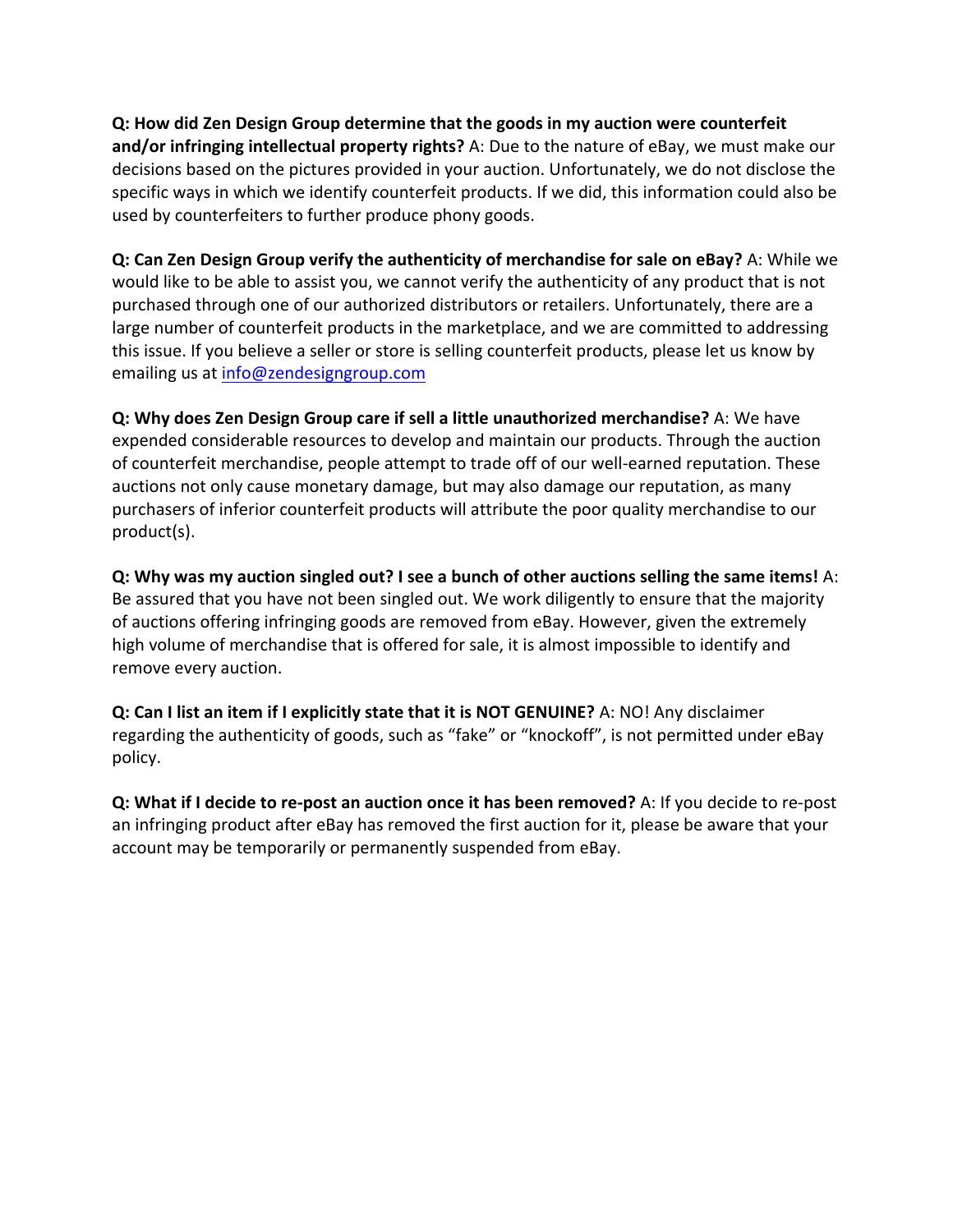**Q: How did Zen Design Group determine that the goods in my auction were counterfeit and/or infringing intellectual property rights?** A: Due to the nature of eBay, we must make our decisions based on the pictures provided in your auction. Unfortunately, we do not disclose the specific ways in which we identify counterfeit products. If we did, this information could also be used by counterfeiters to further produce phony goods.

**Q: Can Zen Design Group verify the authenticity of merchandise for sale on eBay?** A: While we would like to be able to assist you, we cannot verify the authenticity of any product that is not purchased through one of our authorized distributors or retailers. Unfortunately, there are a large number of counterfeit products in the marketplace, and we are committed to addressing this issue. If you believe a seller or store is selling counterfeit products, please let us know by emailing us at info@zendesigngroup.com

**Q: Why does Zen Design Group care if sell a little unauthorized merchandise?** A: We have expended considerable resources to develop and maintain our products. Through the auction of counterfeit merchandise, people attempt to trade off of our well-earned reputation. These auctions not only cause monetary damage, but may also damage our reputation, as many purchasers of inferior counterfeit products will attribute the poor quality merchandise to our product(s).

**Q: Why was my auction singled out? I see a bunch of other auctions selling the same items!** A: Be assured that you have not been singled out. We work diligently to ensure that the majority of auctions offering infringing goods are removed from eBay. However, given the extremely high volume of merchandise that is offered for sale, it is almost impossible to identify and remove every auction.

**Q: Can I list an item if I explicitly state that it is NOT GENUINE?** A: NO! Any disclaimer regarding the authenticity of goods, such as “fake” or “knockoff”, is not permitted under eBay policy.

**Q: What if I decide to re-post an auction once it has been removed?** A: If you decide to re-post an infringing product after eBay has removed the first auction for it, please be aware that your account may be temporarily or permanently suspended from eBay.